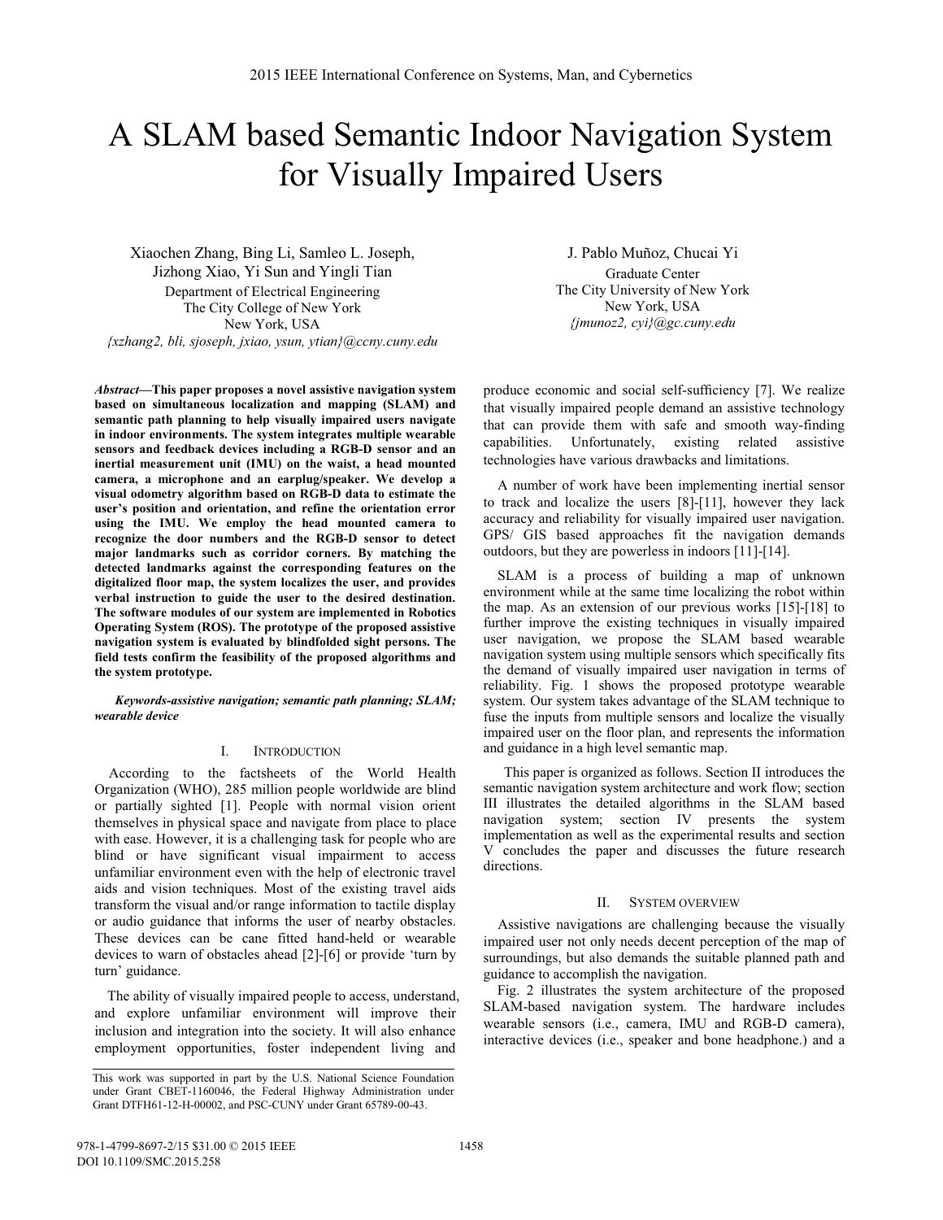# A SLAM based Semantic Indoor Navigation System for Visually Impaired Users

Xiaochen Zhang, Bing Li, Samleo L. Joseph, Jizhong Xiao, Yi Sun and Yingli Tian
Department of Electrical Engineering
The City College of New York
New York, USA
{xzhang2, bli, sjoseph, jxiao, ysun, ytian}@ccny.cuny.edu

J. Pablo Muñoz, Chucai Yi
Graduate Center
The City University of New York
New York, USA
{jmunoz2, cyi}@gc.cuny.edu

***Abstract*—This paper proposes a novel assistive navigation system based on simultaneous localization and mapping (SLAM) and semantic path planning to help visually impaired users navigate in indoor environments. The system integrates multiple wearable sensors and feedback devices including a RGB-D sensor and an inertial measurement unit (IMU) on the waist, a head mounted camera, a microphone and an earplug/speaker. We develop a visual odometry algorithm based on RGB-D data to estimate the user's position and orientation, and refine the orientation error using the IMU. We employ the head mounted camera to recognize the door numbers and the RGB-D sensor to detect major landmarks such as corridor corners. By matching the detected landmarks against the corresponding features on the digitalized floor map, the system localizes the user, and provides verbal instruction to guide the user to the desired destination. The software modules of our system are implemented in Robotics Operating System (ROS). The prototype of the proposed assistive navigation system is evaluated by blindfolded sight persons. The field tests confirm the feasibility of the proposed algorithms and the system prototype.**

***Keywords-assistive navigation; semantic path planning; SLAM; wearable device***

## I. Introduction

According to the factsheets of the World Health Organization (WHO), 285 million people worldwide are blind or partially sighted [1]. People with normal vision orient themselves in physical space and navigate from place to place with ease. However, it is a challenging task for people who are blind or have significant visual impairment to access unfamiliar environment even with the help of electronic travel aids and vision techniques. Most of the existing travel aids transform the visual and/or range information to tactile display or audio guidance that informs the user of nearby obstacles. These devices can be cane fitted hand-held or wearable devices to warn of obstacles ahead [2]-[6] or provide 'turn by turn' guidance.

The ability of visually impaired people to access, understand, and explore unfamiliar environment will improve their inclusion and integration into the society. It will also enhance employment opportunities, foster independent living and produce economic and social self-sufficiency [7]. We realize that visually impaired people demand an assistive technology that can provide them with safe and smooth way-finding capabilities. Unfortunately, existing related assistive technologies have various drawbacks and limitations.

A number of work have been implementing inertial sensor to track and localize the users [8]-[11], however they lack accuracy and reliability for visually impaired user navigation. GPS/ GIS based approaches fit the navigation demands outdoors, but they are powerless in indoors [11]-[14].

SLAM is a process of building a map of unknown environment while at the same time localizing the robot within the map. As an extension of our previous works [15]-[18] to further improve the existing techniques in visually impaired user navigation, we propose the SLAM based wearable navigation system using multiple sensors which specifically fits the demand of visually impaired user navigation in terms of reliability. Fig. 1 shows the proposed prototype wearable system. Our system takes advantage of the SLAM technique to fuse the inputs from multiple sensors and localize the visually impaired user on the floor plan, and represents the information and guidance in a high level semantic map.

This paper is organized as follows. Section II introduces the semantic navigation system architecture and work flow; section III illustrates the detailed algorithms in the SLAM based navigation system; section IV presents the system implementation as well as the experimental results and section V concludes the paper and discusses the future research directions.

## II. System overview

Assistive navigations are challenging because the visually impaired user not only needs decent perception of the map of surroundings, but also demands the suitable planned path and guidance to accomplish the navigation.

Fig. 2 illustrates the system architecture of the proposed SLAM-based navigation system. The hardware includes wearable sensors (i.e., camera, IMU and RGB-D camera), interactive devices (i.e., speaker and bone headphone.) and a

This work was supported in part by the U.S. National Science Foundation under Grant CBET-1160046, the Federal Highway Administration under Grant DTFH61-12-H-00002, and PSC-CUNY under Grant 65789-00-43.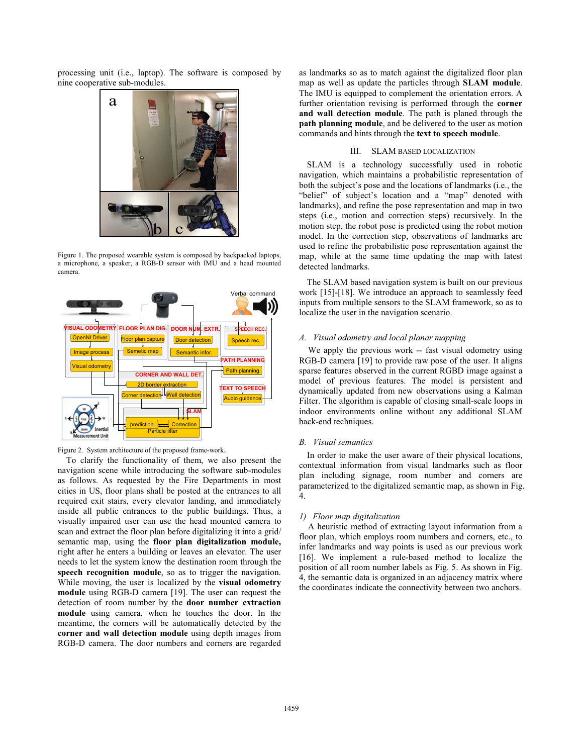processing unit (i.e., laptop). The software is composed by nine cooperative sub-modules.

Figure 1. The proposed wearable system is composed by backpacked laptops, a microphone, a speaker, a RGB-D sensor with IMU and a head mounted camera.

Figure 2. System architecture of the proposed frame-work.

To clarify the functionality of them, we also present the navigation scene while introducing the software sub-modules as follows. As requested by the Fire Departments in most cities in US, floor plans shall be posted at the entrances to all required exit stairs, every elevator landing, and immediately inside all public entrances to the public buildings. Thus, a visually impaired user can use the head mounted camera to scan and extract the floor plan before digitalizing it into a grid/ semantic map, using the **floor plan digitalization module,** right after he enters a building or leaves an elevator. The user needs to let the system know the destination room through the **speech recognition module**, so as to trigger the navigation. While moving, the user is localized by the **visual odometry module** using RGB-D camera [19]. The user can request the detection of room number by the **door number extraction module** using camera, when he touches the door. In the meantime, the corners will be automatically detected by the **corner and wall detection module** using depth images from RGB-D camera. The door numbers and corners are regarded as landmarks so as to match against the digitalized floor plan map as well as update the particles through **SLAM module**. The IMU is equipped to complement the orientation errors. A further orientation revising is performed through the **corner and wall detection module**. The path is planed through the **path planning module**, and be delivered to the user as motion commands and hints through the **text to speech module**.

## III. SLAM BASED LOCALIZATION

SLAM is a technology successfully used in robotic navigation, which maintains a probabilistic representation of both the subject's pose and the locations of landmarks (i.e., the "belief" of subject's location and a "map" denoted with landmarks), and refine the pose representation and map in two steps (i.e., motion and correction steps) recursively. In the motion step, the robot pose is predicted using the robot motion model. In the correction step, observations of landmarks are used to refine the probabilistic pose representation against the map, while at the same time updating the map with latest detected landmarks.

The SLAM based navigation system is built on our previous work [15]-[18]. We introduce an approach to seamlessly feed inputs from multiple sensors to the SLAM framework, so as to localize the user in the navigation scenario.

### *A. Visual odometry and local planar mapping*

We apply the previous work -- fast visual odometry using RGB-D camera [19] to provide raw pose of the user. It aligns sparse features observed in the current RGBD image against a model of previous features. The model is persistent and dynamically updated from new observations using a Kalman Filter. The algorithm is capable of closing small-scale loops in indoor environments online without any additional SLAM back-end techniques.

### *B. Visual semantics*

In order to make the user aware of their physical locations, contextual information from visual landmarks such as floor plan including signage, room number and corners are parameterized to the digitalized semantic map, as shown in Fig. 4.

#### *1) Floor map digitalization*

A heuristic method of extracting layout information from a floor plan, which employs room numbers and corners, etc., to infer landmarks and way points is used as our previous work [16]. We implement a rule-based method to localize the position of all room number labels as Fig. 5. As shown in Fig. 4, the semantic data is organized in an adjacency matrix where the coordinates indicate the connectivity between two anchors.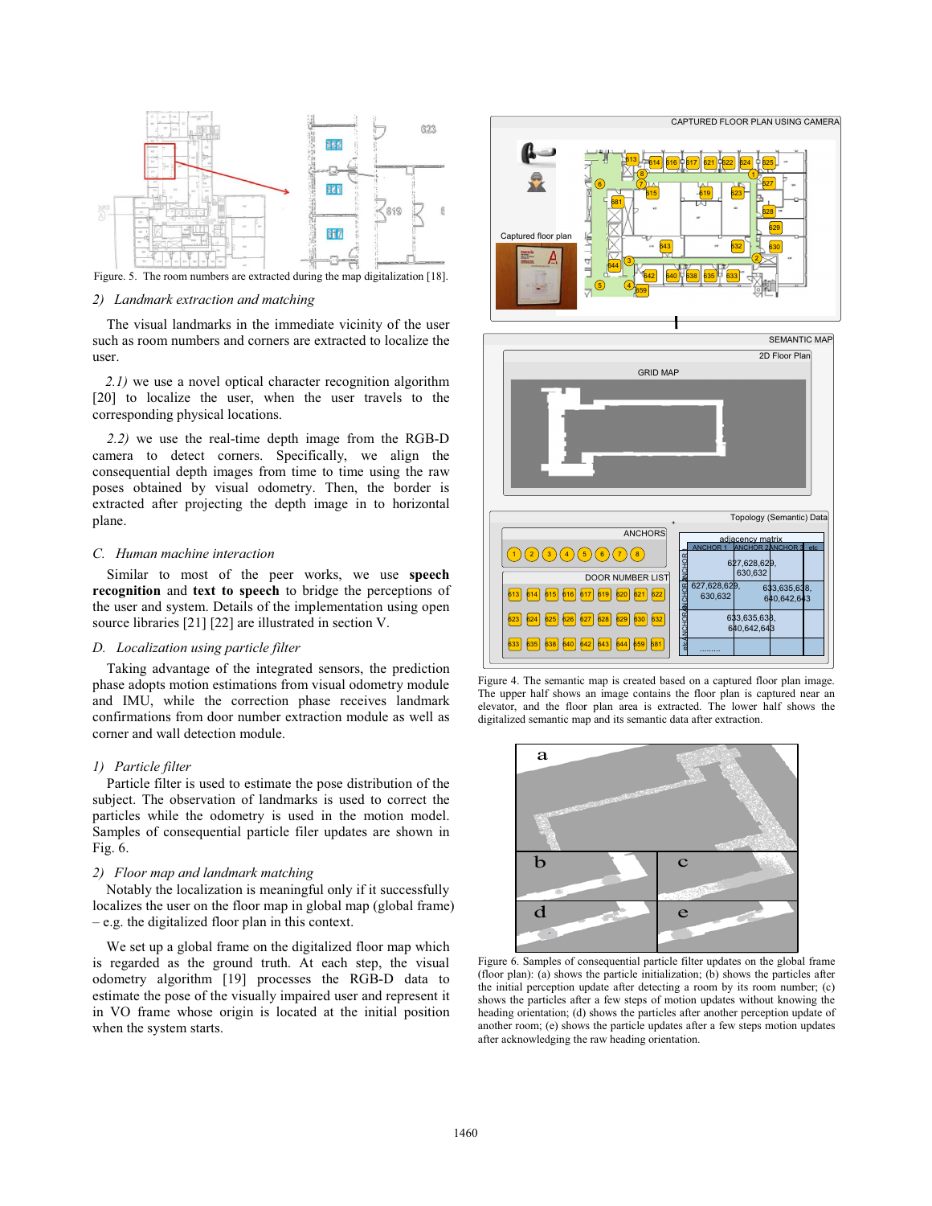Figure. 5. The room numbers are extracted during the map digitalization [18].

*2) Landmark extraction and matching*

The visual landmarks in the immediate vicinity of the user such as room numbers and corners are extracted to localize the user.

*2.1)* we use a novel optical character recognition algorithm [20] to localize the user, when the user travels to the corresponding physical locations.

*2.2)* we use the real-time depth image from the RGB-D camera to detect corners. Specifically, we align the consequential depth images from time to time using the raw poses obtained by visual odometry. Then, the border is extracted after projecting the depth image in to horizontal plane.

### C. Human machine interaction

Similar to most of the peer works, we use **speech recognition** and **text to speech** to bridge the perceptions of the user and system. Details of the implementation using open source libraries [21] [22] are illustrated in section V.

### D. Localization using particle filter

Taking advantage of the integrated sensors, the prediction phase adopts motion estimations from visual odometry module and IMU, while the correction phase receives landmark confirmations from door number extraction module as well as corner and wall detection module.

*1) Particle filter*

Particle filter is used to estimate the pose distribution of the subject. The observation of landmarks is used to correct the particles while the odometry is used in the motion model. Samples of consequential particle filer updates are shown in Fig. 6.

*2) Floor map and landmark matching*

Notably the localization is meaningful only if it successfully localizes the user on the floor map in global map (global frame) – e.g. the digitalized floor plan in this context.

We set up a global frame on the digitalized floor map which is regarded as the ground truth. At each step, the visual odometry algorithm [19] processes the RGB-D data to estimate the pose of the visually impaired user and represent it in VO frame whose origin is located at the initial position when the system starts.

Figure 4. The semantic map is created based on a captured floor plan image. The upper half shows an image contains the floor plan is captured near an elevator, and the floor plan area is extracted. The lower half shows the digitalized semantic map and its semantic data after extraction.

Figure 6. Samples of consequential particle filter updates on the global frame (floor plan): (a) shows the particle initialization; (b) shows the particles after the initial perception update after detecting a room by its room number; (c) shows the particles after a few steps of motion updates without knowing the heading orientation; (d) shows the particles after another perception update of another room; (e) shows the particle updates after a few steps motion updates after acknowledging the raw heading orientation.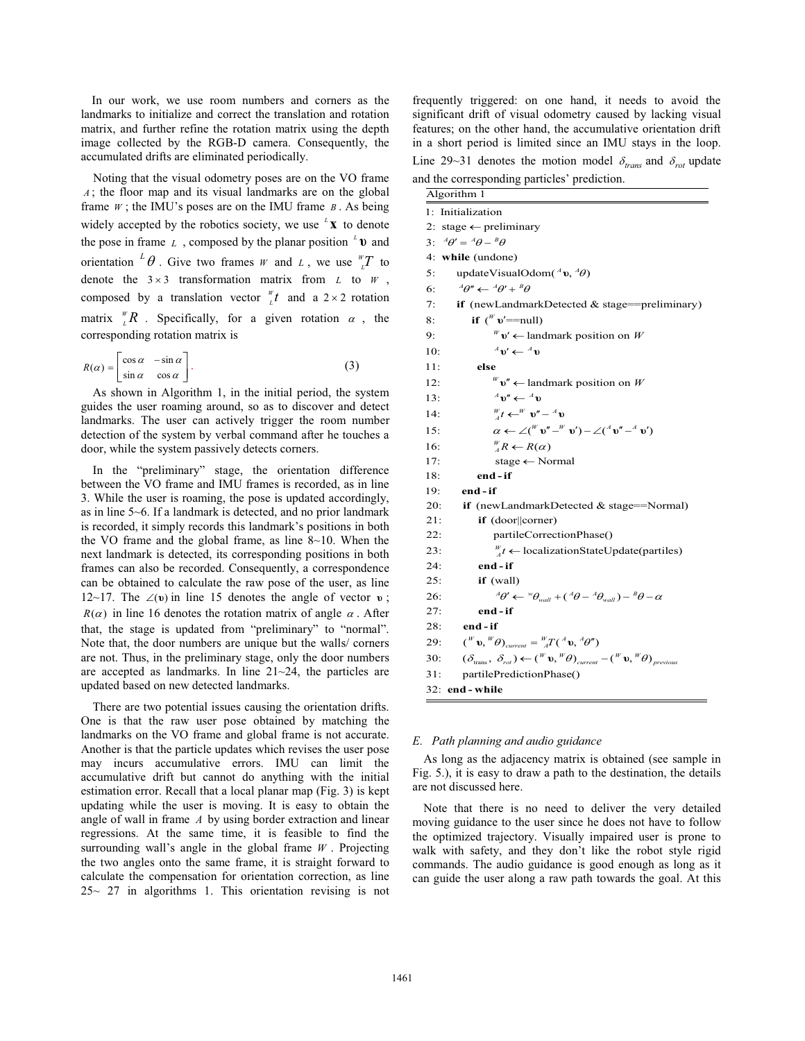In our work, we use room numbers and corners as the landmarks to initialize and correct the translation and rotation matrix, and further refine the rotation matrix using the depth image collected by the RGB-D camera. Consequently, the accumulated drifts are eliminated periodically.

Noting that the visual odometry poses are on the VO frame $A$; the floor map and its visual landmarks are on the global frame $W$; the IMU's poses are on the IMU frame $B$. As being widely accepted by the robotics society, we use ${}^{L}\mathbf{x}$ to denote the pose in frame $L$, composed by the planar position ${}^{L}\mathbf{\upsilon}$ and orientation ${}^{L}\theta$. Give two frames $W$ and $L$, we use ${}^{W}_{L}T$ to denote the $3\times 3$ transformation matrix from $L$ to $W$, composed by a translation vector ${}^{W}_{L}t$ and a $2\times 2$ rotation matrix ${}^{W}_{L}R$. Specifically, for a given rotation $\alpha$, the corresponding rotation matrix is

$$R(\alpha)=\begin{bmatrix}\cos\alpha & -\sin\alpha\\ \sin\alpha & \cos\alpha\end{bmatrix}. \qquad (3)$$

As shown in Algorithm 1, in the initial period, the system guides the user roaming around, so as to discover and detect landmarks. The user can actively trigger the room number detection of the system by verbal command after he touches a door, while the system passively detects corners.

In the "preliminary" stage, the orientation difference between the VO frame and IMU frames is recorded, as in line 3. While the user is roaming, the pose is updated accordingly, as in line 5~6. If a landmark is detected, and no prior landmark is recorded, it simply records this landmark's positions in both the VO frame and the global frame, as line 8~10. When the next landmark is detected, its corresponding positions in both frames can also be recorded. Consequently, a correspondence can be obtained to calculate the raw pose of the user, as line 12~17. The $\angle(\mathbf{\upsilon})$ in line 15 denotes the angle of vector $\mathbf{\upsilon}$; $R(\alpha)$ in line 16 denotes the rotation matrix of angle $\alpha$. After that, the stage is updated from "preliminary" to "normal". Note that, the door numbers are unique but the walls/ corners are not. Thus, in the preliminary stage, only the door numbers are accepted as landmarks. In line 21~24, the particles are updated based on new detected landmarks.

There are two potential issues causing the orientation drifts. One is that the raw user pose obtained by matching the landmarks on the VO frame and global frame is not accurate. Another is that the particle updates which revises the user pose may incurs accumulative errors. IMU can limit the accumulative drift but cannot do anything with the initial estimation error. Recall that a local planar map (Fig. 3) is kept updating while the user is moving. It is easy to obtain the angle of wall in frame $A$ by using border extraction and linear regressions. At the same time, it is feasible to find the surrounding wall's angle in the global frame $W$. Projecting the two angles onto the same frame, it is straight forward to calculate the compensation for orientation correction, as line 25~ 27 in algorithms 1. This orientation revising is not frequently triggered: on one hand, it needs to avoid the significant drift of visual odometry caused by lacking visual features; on the other hand, the accumulative orientation drift in a short period is limited since an IMU stays in the loop. Line 29~31 denotes the motion model $\delta_{trans}$ and $\delta_{rot}$ update and the corresponding particles' prediction.

```
Algorithm 1
1: Initialization
2: stage ← preliminary
3: ^Aθ' = ^Aθ − ^Bθ
4: while (undone)
5:     updateVisualOdom(^Aυ, ^Aθ)
6:     ^Aθ'' ← ^Aθ' + ^Bθ
7:     if (newLandmarkDetected & stage==preliminary)
8:         if (^Wυ'==null)
9:             ^Wυ' ← landmark position on W
10:            ^Aυ' ← ^Aυ
11:        else
12:            ^Wυ'' ← landmark position on W
13:            ^Aυ'' ← ^Aυ
14:            ^W_A t ← ^Wυ'' − ^Aυ
15:            α ← ∠(^Wυ'' − ^Wυ') − ∠(^Aυ'' − ^Aυ')
16:            ^W_A R ← R(α)
17:            stage ← Normal
18:        end-if
19:    end-if
20:    if (newLandmarkDetected & stage==Normal)
21:        if (door||corner)
22:            partileCorrectionPhase()
23:            ^W_A t ← localizationStateUpdate(partiles)
24:        end-if
25:        if (wall)
26:            ^Aθ' ← ^wθ_wall + (^Aθ − ^Aθ_wall) − ^Bθ − α
27:        end-if
28:    end-if
29:    (^Wυ, ^Wθ)_current = ^W_A T(^Aυ, ^Aθ'')
30:    (δ_trans, δ_rot) ← (^Wυ, ^Wθ)_current − (^Wυ, ^Wθ)_previous
31:    partilePredictionPhase()
32: end-while
```

### E. Path planning and audio guidance

As long as the adjacency matrix is obtained (see sample in Fig. 5.), it is easy to draw a path to the destination, the details are not discussed here.

Note that there is no need to deliver the very detailed moving guidance to the user since he does not have to follow the optimized trajectory. Visually impaired user is prone to walk with safety, and they don't like the robot style rigid commands. The audio guidance is good enough as long as it can guide the user along a raw path towards the goal. At this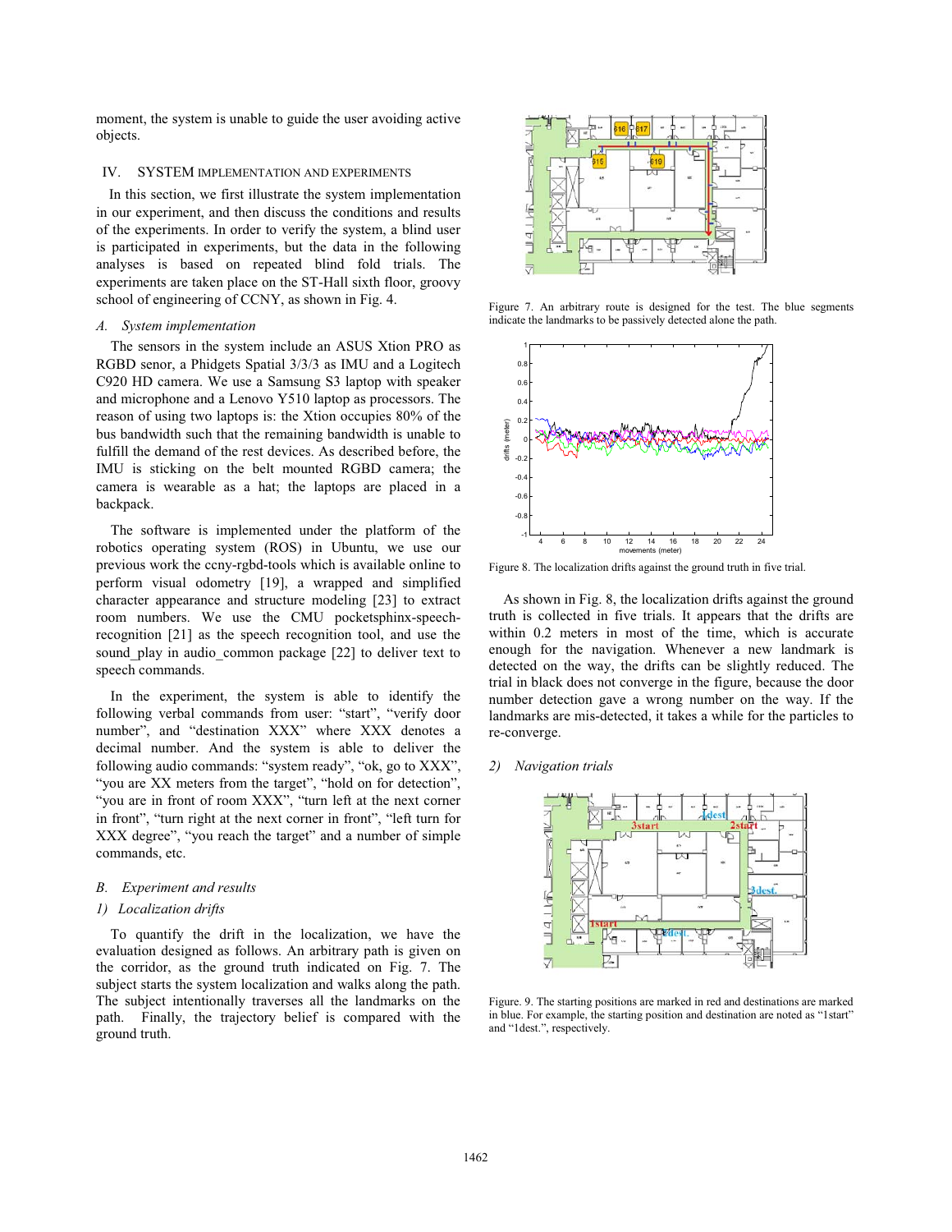moment, the system is unable to guide the user avoiding active objects.

## IV. SYSTEM IMPLEMENTATION AND EXPERIMENTS

In this section, we first illustrate the system implementation in our experiment, and then discuss the conditions and results of the experiments. In order to verify the system, a blind user is participated in experiments, but the data in the following analyses is based on repeated blind fold trials. The experiments are taken place on the ST-Hall sixth floor, groovy school of engineering of CCNY, as shown in Fig. 4.

### *A. System implementation*

The sensors in the system include an ASUS Xtion PRO as RGBD senor, a Phidgets Spatial 3/3/3 as IMU and a Logitech C920 HD camera. We use a Samsung S3 laptop with speaker and microphone and a Lenovo Y510 laptop as processors. The reason of using two laptops is: the Xtion occupies 80% of the bus bandwidth such that the remaining bandwidth is unable to fulfill the demand of the rest devices. As described before, the IMU is sticking on the belt mounted RGBD camera; the camera is wearable as a hat; the laptops are placed in a backpack.

The software is implemented under the platform of the robotics operating system (ROS) in Ubuntu, we use our previous work the ccny-rgbd-tools which is available online to perform visual odometry [19], a wrapped and simplified character appearance and structure modeling [23] to extract room numbers. We use the CMU pocketsphinx-speech-recognition [21] as the speech recognition tool, and use the sound_play in audio_common package [22] to deliver text to speech commands.

In the experiment, the system is able to identify the following verbal commands from user: "start", "verify door number", and "destination XXX" where XXX denotes a decimal number. And the system is able to deliver the following audio commands: "system ready", "ok, go to XXX", "you are XX meters from the target", "hold on for detection", "you are in front of room XXX", "turn left at the next corner in front", "turn right at the next corner in front", "left turn for XXX degree", "you reach the target" and a number of simple commands, etc.

### *B. Experiment and results*

#### *1) Localization drifts*

To quantify the drift in the localization, we have the evaluation designed as follows. An arbitrary path is given on the corridor, as the ground truth indicated on Fig. 7. The subject starts the system localization and walks along the path. The subject intentionally traverses all the landmarks on the path. Finally, the trajectory belief is compared with the ground truth.

Figure 7. An arbitrary route is designed for the test. The blue segments indicate the landmarks to be passively detected alone the path.

Figure 8. The localization drifts against the ground truth in five trial.

As shown in Fig. 8, the localization drifts against the ground truth is collected in five trials. It appears that the drifts are within 0.2 meters in most of the time, which is accurate enough for the navigation. Whenever a new landmark is detected on the way, the drifts can be slightly reduced. The trial in black does not converge in the figure, because the door number detection gave a wrong number on the way. If the landmarks are mis-detected, it takes a while for the particles to re-converge.

#### *2) Navigation trials*

Figure. 9. The starting positions are marked in red and destinations are marked in blue. For example, the starting position and destination are noted as "1start" and "1dest.", respectively.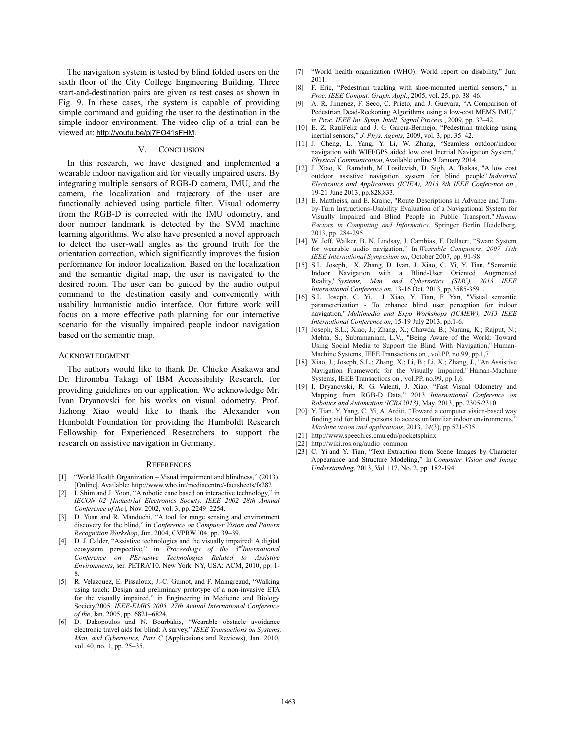The navigation system is tested by blind folded users on the sixth floor of the City College Engineering Building. Three start-and-destination pairs are given as test cases as shown in Fig. 9. In these cases, the system is capable of providing simple command and guiding the user to the destination in the simple indoor environment. The video clip of a trial can be viewed at: http://youtu.be/pj7FO41sFHM.

## V. CONCLUSION

In this research, we have designed and implemented a wearable indoor navigation aid for visually impaired users. By integrating multiple sensors of RGB-D camera, IMU, and the camera, the localization and trajectory of the user are functionally achieved using particle filter. Visual odometry from the RGB-D is corrected with the IMU odometry, and door number landmark is detected by the SVM machine learning algorithms. We also have presented a novel approach to detect the user-wall angles as the ground truth for the orientation correction, which significantly improves the fusion performance for indoor localization. Based on the localization and the semantic digital map, the user is navigated to the desired room. The user can be guided by the audio output command to the destination easily and conveniently with usability humanistic audio interface. Our future work will focus on a more effective path planning for our interactive scenario for the visually impaired people indoor navigation based on the semantic map.

## ACKNOWLEDGMENT

The authors would like to thank Dr. Chieko Asakawa and Dr. Hironobu Takagi of IBM Accessibility Research, for providing guidelines on our application. We acknowledge Mr. Ivan Dryanovski for his works on visual odometry. Prof. Jizhong Xiao would like to thank the Alexander von Humboldt Foundation for providing the Humboldt Research Fellowship for Experienced Researchers to support the research on assistive navigation in Germany.

## REFERENCES

[1] "World Health Organization – Visual impairment and blindness," (2013). [Online]. Available: http://www.who.int/mediacentre/-factsheets/fs282

[2] I. Shim and J. Yoon, "A robotic cane based on interactive technology," in *IECON 02 [Industrial Electronics Society, IEEE 2002 28th Annual Conference of the*], Nov. 2002, vol. 3, pp. 2249–2254.

[3] D. Yuan and R. Manduchi, "A tool for range sensing and environment discovery for the blind," in *Conference on Computer Vision and Pattern Recognition Workshop*, Jun. 2004, CVPRW '04, pp. 39–39.

[4] D. J. Calder, "Assistive technologies and the visually impaired: A digital ecosystem perspective," in *Proceedings of the 3rd International Conference on PErvasive Technologies Related to Assistive Environments*, ser. PETRA'10. New York, NY, USA: ACM, 2010, pp. 1-8.

[5] R. Velazquez, E. Pissaloux, J.-C. Guinot, and F. Maingreaud, "Walking using touch: Design and preliminary prototype of a non-invasive ETA for the visually impaired," in Engineering in Medicine and Biology Society,2005. *IEEE-EMBS 2005. 27th Annual International Conference of the*, Jan. 2005, pp. 6821–6824.

[6] D. Dakopoulos and N. Bourbakis, "Wearable obstacle avoidance electronic travel aids for blind: A survey," *IEEE Transactions on Systems, Man, and Cybernetics, Part C* (Applications and Reviews), Jan. 2010, vol. 40, no. 1, pp. 25–35.

[7] "World health organization (WHO): World report on disability," Jun. 2011.

[8] F. Eric, "Pedestrian tracking with shoe-mounted inertial sensors," in *Proc. IEEE Comput. Graph. Appl.*, 2005, vol. 25, pp. 38–46.

[9] A. R. Jimenez, F. Seco, C. Prieto, and J. Guevara, "A Comparison of Pedestrian Dead-Reckoning Algorithms using a low-cost MEMS IMU," in *Proc. IEEE Int. Symp. Intell. Signal Process.*, 2009, pp. 37–42.

[10] E. Z. RaulFeliz and J. G. Garcıa-Bermejo, "Pedestrian tracking using inertial sensors," *J. Phys. Agents*, 2009, vol. 3, pp. 35–42.

[11] J. Cheng, L. Yang, Y. Li, W. Zhang, "Seamless outdoor/indoor navigation with WIFI/GPS aided low cost Inertial Navigation System," *Physical Communication*, Available online 9 January 2014.

[12] J. Xiao, K. Ramdath, M. Losilevish, D. Sigh, A. Tsakas, "A low cost outdoor assistive navigation system for blind people" *Industrial Electronics and Applications (ICIEA), 2013 8th IEEE Conference on* , 19-21 June 2013, pp.828,833.

[13] E. Mattheiss, and E. Krajnc, "Route Descriptions in Advance and Turn-by-Turn Instructions-Usability Evaluation of a Navigational System for Visually Impaired and Blind People in Public Transport." *Human Factors in Computing and Informatics*. Springer Berlin Heidelberg, 2013, pp. 284-295.

[14] W. Jeff, Walker, B. N. Lindsay, J. Cambias, F. Dellaert, "Swan: System for wearable audio navigation," In *Wearable Computers, 2007 11th IEEE International Symposium on*, October 2007, pp. 91-98.

[15] S.L. Joseph, X. Zhang, D. Ivan, J. Xiao, C. Yi, Y. Tian, "Semantic Indoor Navigation with a Blind-User Oriented Augmented Reality," *Systems, Man, and Cybernetics (SMC), 2013 IEEE International Conference on*, 13-16 Oct. 2013, pp.3585-3591.

[16] S.L. Joseph, C. Yi, J. Xiao, Y. Tian, F. Yan, "Visual semantic parameterization - To enhance blind user perception for indoor navigation," *Multimedia and Expo Workshops (ICMEW), 2013 IEEE International Conference on*, 15-19 July 2013, pp.1-6.

[17] Joseph, S.L.; Xiao, J.; Zhang, X.; Chawda, B.; Narang, K.; Rajput, N.; Mehta, S.; Subramaniam, L.V., "Being Aware of the World: Toward Using Social Media to Support the Blind With Navigation," Human-Machine Systems, IEEE Transactions on , vol.PP, no.99, pp.1,7

[18] Xiao, J.; Joseph, S.L.; Zhang, X.; Li, B.; Li, X.; Zhang, J., "An Assistive Navigation Framework for the Visually Impaired," Human-Machine Systems, IEEE Transactions on , vol.PP, no.99, pp.1,6

[19] I. Dryanovski, R. G. Valenti, J. Xiao. "Fast Visual Odometry and Mapping from RGB-D Data," 2013 *International Conference on Robotics and Automation (ICRA2013)*, May. 2013, pp. 2305-2310.

[20] Y. Tian, Y. Yang, C. Yi, A. Arditi, "Toward a computer vision-based way finding aid for blind persons to access unfamiliar indoor environments," *Machine vision and applications*, 2013, *24*(3), pp.521-535.

[21] http://www.speech.cs.cmu.edu/pocketsphinx

[22] http://wiki.ros.org/audio_common

[23] C. Yi and Y. Tian, "Text Extraction from Scene Images by Character Appearance and Structure Modeling," In *Computer Vision and Image Understanding*, 2013, Vol. 117, No. 2, pp. 182-194.